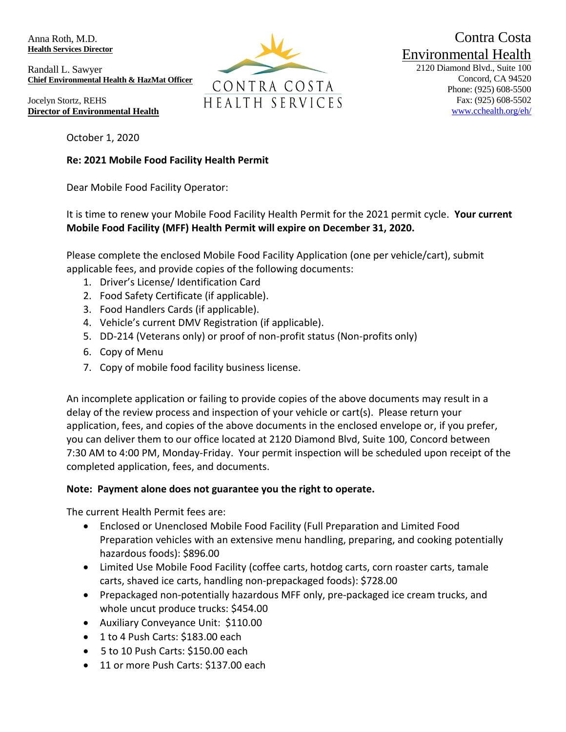Anna Roth, M.D.
**Health Services Director**

Randall L. Sawyer
**Chief Environmental Health & HazMat Officer**

Jocelyn Stortz, REHS
**Director of Environmental Health**

CONTRA COSTA
HEALTH SERVICES

Contra Costa
Environmental Health
2120 Diamond Blvd., Suite 100
Concord, CA 94520
Phone: (925) 608-5500
Fax: (925) 608-5502
www.cchealth.org/eh/

October 1, 2020

**Re: 2021 Mobile Food Facility Health Permit**

Dear Mobile Food Facility Operator:

It is time to renew your Mobile Food Facility Health Permit for the 2021 permit cycle. **Your current Mobile Food Facility (MFF) Health Permit will expire on December 31, 2020.**

Please complete the enclosed Mobile Food Facility Application (one per vehicle/cart), submit applicable fees, and provide copies of the following documents:

1. Driver's License/ Identification Card
2. Food Safety Certificate (if applicable).
3. Food Handlers Cards (if applicable).
4. Vehicle's current DMV Registration (if applicable).
5. DD-214 (Veterans only) or proof of non-profit status (Non-profits only)
6. Copy of Menu
7. Copy of mobile food facility business license.

An incomplete application or failing to provide copies of the above documents may result in a delay of the review process and inspection of your vehicle or cart(s). Please return your application, fees, and copies of the above documents in the enclosed envelope or, if you prefer, you can deliver them to our office located at 2120 Diamond Blvd, Suite 100, Concord between 7:30 AM to 4:00 PM, Monday-Friday. Your permit inspection will be scheduled upon receipt of the completed application, fees, and documents.

**Note: Payment alone does not guarantee you the right to operate.**

The current Health Permit fees are:

- Enclosed or Unenclosed Mobile Food Facility (Full Preparation and Limited Food Preparation vehicles with an extensive menu handling, preparing, and cooking potentially hazardous foods): $896.00
- Limited Use Mobile Food Facility (coffee carts, hotdog carts, corn roaster carts, tamale carts, shaved ice carts, handling non-prepackaged foods): $728.00
- Prepackaged non-potentially hazardous MFF only, pre-packaged ice cream trucks, and whole uncut produce trucks: $454.00
- Auxiliary Conveyance Unit: $110.00
- 1 to 4 Push Carts: $183.00 each
- 5 to 10 Push Carts: $150.00 each
- 11 or more Push Carts: $137.00 each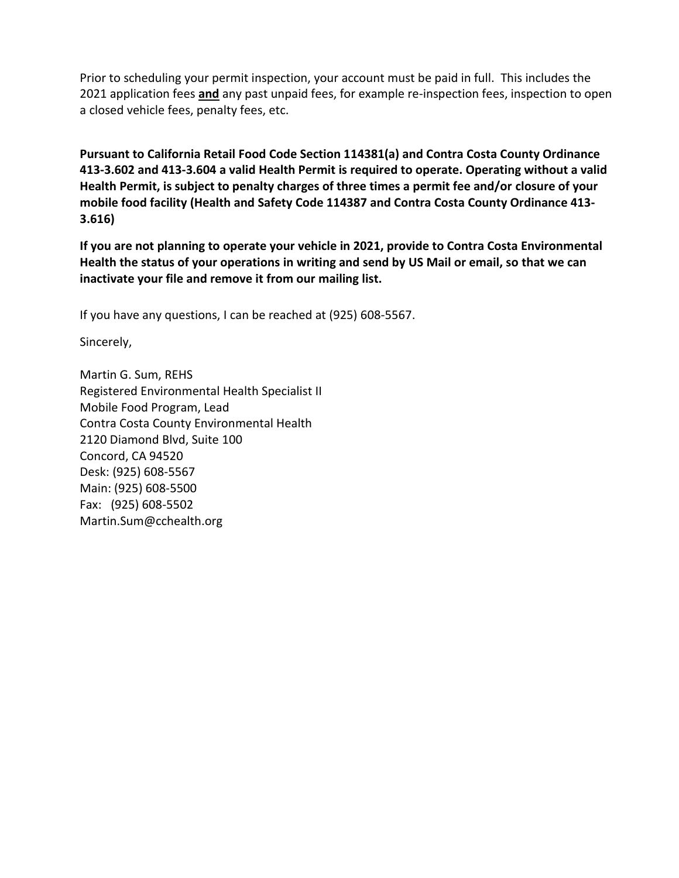Prior to scheduling your permit inspection, your account must be paid in full. This includes the 2021 application fees **and** any past unpaid fees, for example re-inspection fees, inspection to open a closed vehicle fees, penalty fees, etc.

**Pursuant to California Retail Food Code Section 114381(a) and Contra Costa County Ordinance 413-3.602 and 413-3.604 a valid Health Permit is required to operate. Operating without a valid Health Permit, is subject to penalty charges of three times a permit fee and/or closure of your mobile food facility (Health and Safety Code 114387 and Contra Costa County Ordinance 413-3.616)**

**If you are not planning to operate your vehicle in 2021, provide to Contra Costa Environmental Health the status of your operations in writing and send by US Mail or email, so that we can inactivate your file and remove it from our mailing list.**

If you have any questions, I can be reached at (925) 608-5567.

Sincerely,

Martin G. Sum, REHS
Registered Environmental Health Specialist II
Mobile Food Program, Lead
Contra Costa County Environmental Health
2120 Diamond Blvd, Suite 100
Concord, CA 94520
Desk: (925) 608-5567
Main: (925) 608-5500
Fax: (925) 608-5502
Martin.Sum@cchealth.org